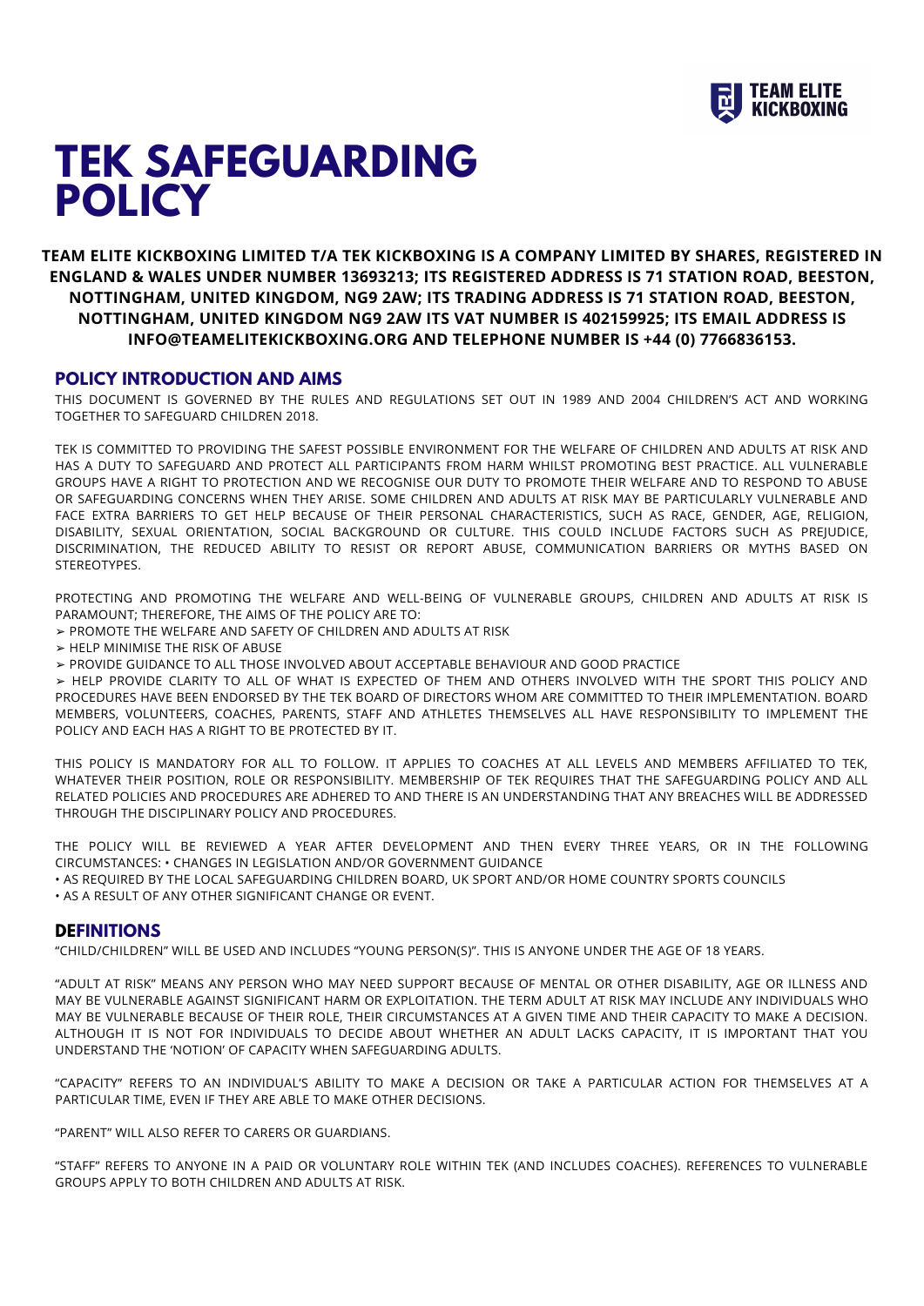# TEK SAFEGUARDING POLICY

**TEAM ELITE KICKBOXING LIMITED T/A TEK KICKBOXING IS A COMPANY LIMITED BY SHARES, REGISTERED IN ENGLAND & WALES UNDER NUMBER 13693213; ITS REGISTERED ADDRESS IS 71 STATION ROAD, BEESTON, NOTTINGHAM, UNITED KINGDOM, NG9 2AW; ITS TRADING ADDRESS IS 71 STATION ROAD, BEESTON, NOTTINGHAM, UNITED KINGDOM NG9 2AW ITS VAT NUMBER IS 402159925; ITS EMAIL ADDRESS IS INFO@TEAMELITEKICKBOXING.ORG AND TELEPHONE NUMBER IS +44 (0) 7766836153.**

## POLICY INTRODUCTION AND AIMS

THIS DOCUMENT IS GOVERNED BY THE RULES AND REGULATIONS SET OUT IN 1989 AND 2004 CHILDREN'S ACT AND WORKING TOGETHER TO SAFEGUARD CHILDREN 2018.

TEK IS COMMITTED TO PROVIDING THE SAFEST POSSIBLE ENVIRONMENT FOR THE WELFARE OF CHILDREN AND ADULTS AT RISK AND HAS A DUTY TO SAFEGUARD AND PROTECT ALL PARTICIPANTS FROM HARM WHILST PROMOTING BEST PRACTICE. ALL VULNERABLE GROUPS HAVE A RIGHT TO PROTECTION AND WE RECOGNISE OUR DUTY TO PROMOTE THEIR WELFARE AND TO RESPOND TO ABUSE OR SAFEGUARDING CONCERNS WHEN THEY ARISE. SOME CHILDREN AND ADULTS AT RISK MAY BE PARTICULARLY VULNERABLE AND FACE EXTRA BARRIERS TO GET HELP BECAUSE OF THEIR PERSONAL CHARACTERISTICS, SUCH AS RACE, GENDER, AGE, RELIGION, DISABILITY, SEXUAL ORIENTATION, SOCIAL BACKGROUND OR CULTURE. THIS COULD INCLUDE FACTORS SUCH AS PREJUDICE, DISCRIMINATION, THE REDUCED ABILITY TO RESIST OR REPORT ABUSE, COMMUNICATION BARRIERS OR MYTHS BASED ON STEREOTYPES.

PROTECTING AND PROMOTING THE WELFARE AND WELL-BEING OF VULNERABLE GROUPS, CHILDREN AND ADULTS AT RISK IS PARAMOUNT; THEREFORE, THE AIMS OF THE POLICY ARE TO:

- PROMOTE THE WELFARE AND SAFETY OF CHILDREN AND ADULTS AT RISK
- HELP MINIMISE THE RISK OF ABUSE
- PROVIDE GUIDANCE TO ALL THOSE INVOLVED ABOUT ACCEPTABLE BEHAVIOUR AND GOOD PRACTICE
- HELP PROVIDE CLARITY TO ALL OF WHAT IS EXPECTED OF THEM AND OTHERS INVOLVED WITH THE SPORT THIS POLICY AND PROCEDURES HAVE BEEN ENDORSED BY THE TEK BOARD OF DIRECTORS WHOM ARE COMMITTED TO THEIR IMPLEMENTATION. BOARD MEMBERS, VOLUNTEERS, COACHES, PARENTS, STAFF AND ATHLETES THEMSELVES ALL HAVE RESPONSIBILITY TO IMPLEMENT THE POLICY AND EACH HAS A RIGHT TO BE PROTECTED BY IT.

THIS POLICY IS MANDATORY FOR ALL TO FOLLOW. IT APPLIES TO COACHES AT ALL LEVELS AND MEMBERS AFFILIATED TO TEK, WHATEVER THEIR POSITION, ROLE OR RESPONSIBILITY. MEMBERSHIP OF TEK REQUIRES THAT THE SAFEGUARDING POLICY AND ALL RELATED POLICIES AND PROCEDURES ARE ADHERED TO AND THERE IS AN UNDERSTANDING THAT ANY BREACHES WILL BE ADDRESSED THROUGH THE DISCIPLINARY POLICY AND PROCEDURES.

THE POLICY WILL BE REVIEWED A YEAR AFTER DEVELOPMENT AND THEN EVERY THREE YEARS, OR IN THE FOLLOWING CIRCUMSTANCES:

- CHANGES IN LEGISLATION AND/OR GOVERNMENT GUIDANCE
- AS REQUIRED BY THE LOCAL SAFEGUARDING CHILDREN BOARD, UK SPORT AND/OR HOME COUNTRY SPORTS COUNCILS
- AS A RESULT OF ANY OTHER SIGNIFICANT CHANGE OR EVENT.

## DEFINITIONS

"CHILD/CHILDREN" WILL BE USED AND INCLUDES "YOUNG PERSON(S)". THIS IS ANYONE UNDER THE AGE OF 18 YEARS.

"ADULT AT RISK" MEANS ANY PERSON WHO MAY NEED SUPPORT BECAUSE OF MENTAL OR OTHER DISABILITY, AGE OR ILLNESS AND MAY BE VULNERABLE AGAINST SIGNIFICANT HARM OR EXPLOITATION. THE TERM ADULT AT RISK MAY INCLUDE ANY INDIVIDUALS WHO MAY BE VULNERABLE BECAUSE OF THEIR ROLE, THEIR CIRCUMSTANCES AT A GIVEN TIME AND THEIR CAPACITY TO MAKE A DECISION. ALTHOUGH IT IS NOT FOR INDIVIDUALS TO DECIDE ABOUT WHETHER AN ADULT LACKS CAPACITY, IT IS IMPORTANT THAT YOU UNDERSTAND THE 'NOTION' OF CAPACITY WHEN SAFEGUARDING ADULTS.

"CAPACITY" REFERS TO AN INDIVIDUAL'S ABILITY TO MAKE A DECISION OR TAKE A PARTICULAR ACTION FOR THEMSELVES AT A PARTICULAR TIME, EVEN IF THEY ARE ABLE TO MAKE OTHER DECISIONS.

"PARENT" WILL ALSO REFER TO CARERS OR GUARDIANS.

"STAFF" REFERS TO ANYONE IN A PAID OR VOLUNTARY ROLE WITHIN TEK (AND INCLUDES COACHES). REFERENCES TO VULNERABLE GROUPS APPLY TO BOTH CHILDREN AND ADULTS AT RISK.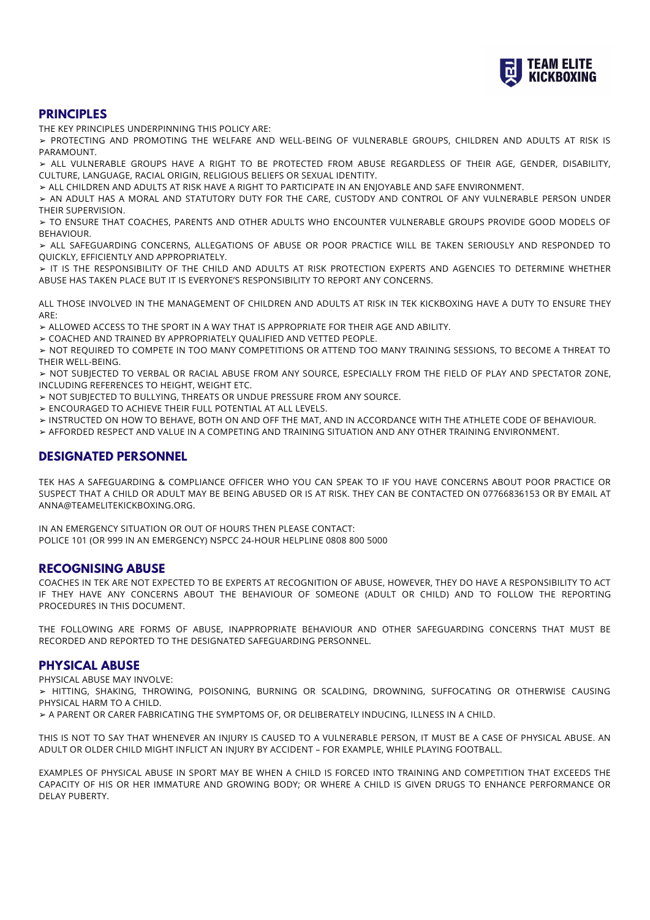## PRINCIPLES

THE KEY PRINCIPLES UNDERPINNING THIS POLICY ARE:

- ➢ PROTECTING AND PROMOTING THE WELFARE AND WELL-BEING OF VULNERABLE GROUPS, CHILDREN AND ADULTS AT RISK IS PARAMOUNT.
- ➢ ALL VULNERABLE GROUPS HAVE A RIGHT TO BE PROTECTED FROM ABUSE REGARDLESS OF THEIR AGE, GENDER, DISABILITY, CULTURE, LANGUAGE, RACIAL ORIGIN, RELIGIOUS BELIEFS OR SEXUAL IDENTITY.
- ➢ ALL CHILDREN AND ADULTS AT RISK HAVE A RIGHT TO PARTICIPATE IN AN ENJOYABLE AND SAFE ENVIRONMENT.
- ➢ AN ADULT HAS A MORAL AND STATUTORY DUTY FOR THE CARE, CUSTODY AND CONTROL OF ANY VULNERABLE PERSON UNDER THEIR SUPERVISION.
- ➢ TO ENSURE THAT COACHES, PARENTS AND OTHER ADULTS WHO ENCOUNTER VULNERABLE GROUPS PROVIDE GOOD MODELS OF BEHAVIOUR.
- ➢ ALL SAFEGUARDING CONCERNS, ALLEGATIONS OF ABUSE OR POOR PRACTICE WILL BE TAKEN SERIOUSLY AND RESPONDED TO QUICKLY, EFFICIENTLY AND APPROPRIATELY.
- ➢ IT IS THE RESPONSIBILITY OF THE CHILD AND ADULTS AT RISK PROTECTION EXPERTS AND AGENCIES TO DETERMINE WHETHER ABUSE HAS TAKEN PLACE BUT IT IS EVERYONE'S RESPONSIBILITY TO REPORT ANY CONCERNS.

ALL THOSE INVOLVED IN THE MANAGEMENT OF CHILDREN AND ADULTS AT RISK IN TEK KICKBOXING HAVE A DUTY TO ENSURE THEY ARE:

- ➢ ALLOWED ACCESS TO THE SPORT IN A WAY THAT IS APPROPRIATE FOR THEIR AGE AND ABILITY.
- ➢ COACHED AND TRAINED BY APPROPRIATELY QUALIFIED AND VETTED PEOPLE.
- ➢ NOT REQUIRED TO COMPETE IN TOO MANY COMPETITIONS OR ATTEND TOO MANY TRAINING SESSIONS, TO BECOME A THREAT TO THEIR WELL-BEING.
- ➢ NOT SUBJECTED TO VERBAL OR RACIAL ABUSE FROM ANY SOURCE, ESPECIALLY FROM THE FIELD OF PLAY AND SPECTATOR ZONE, INCLUDING REFERENCES TO HEIGHT, WEIGHT ETC.
- ➢ NOT SUBJECTED TO BULLYING, THREATS OR UNDUE PRESSURE FROM ANY SOURCE.
- ➢ ENCOURAGED TO ACHIEVE THEIR FULL POTENTIAL AT ALL LEVELS.
- ➢ INSTRUCTED ON HOW TO BEHAVE, BOTH ON AND OFF THE MAT, AND IN ACCORDANCE WITH THE ATHLETE CODE OF BEHAVIOUR.
- ➢ AFFORDED RESPECT AND VALUE IN A COMPETING AND TRAINING SITUATION AND ANY OTHER TRAINING ENVIRONMENT.

## DESIGNATED PERSONNEL

TEK HAS A SAFEGUARDING & COMPLIANCE OFFICER WHO YOU CAN SPEAK TO IF YOU HAVE CONCERNS ABOUT POOR PRACTICE OR SUSPECT THAT A CHILD OR ADULT MAY BE BEING ABUSED OR IS AT RISK. THEY CAN BE CONTACTED ON 07766836153 OR BY EMAIL AT ANNA@TEAMELITEKICKBOXING.ORG.

IN AN EMERGENCY SITUATION OR OUT OF HOURS THEN PLEASE CONTACT:
POLICE 101 (OR 999 IN AN EMERGENCY) NSPCC 24-HOUR HELPLINE 0808 800 5000

## RECOGNISING ABUSE

COACHES IN TEK ARE NOT EXPECTED TO BE EXPERTS AT RECOGNITION OF ABUSE, HOWEVER, THEY DO HAVE A RESPONSIBILITY TO ACT IF THEY HAVE ANY CONCERNS ABOUT THE BEHAVIOUR OF SOMEONE (ADULT OR CHILD) AND TO FOLLOW THE REPORTING PROCEDURES IN THIS DOCUMENT.

THE FOLLOWING ARE FORMS OF ABUSE, INAPPROPRIATE BEHAVIOUR AND OTHER SAFEGUARDING CONCERNS THAT MUST BE RECORDED AND REPORTED TO THE DESIGNATED SAFEGUARDING PERSONNEL.

## PHYSICAL ABUSE

PHYSICAL ABUSE MAY INVOLVE:

- ➢ HITTING, SHAKING, THROWING, POISONING, BURNING OR SCALDING, DROWNING, SUFFOCATING OR OTHERWISE CAUSING PHYSICAL HARM TO A CHILD.
- ➢ A PARENT OR CARER FABRICATING THE SYMPTOMS OF, OR DELIBERATELY INDUCING, ILLNESS IN A CHILD.

THIS IS NOT TO SAY THAT WHENEVER AN INJURY IS CAUSED TO A VULNERABLE PERSON, IT MUST BE A CASE OF PHYSICAL ABUSE. AN ADULT OR OLDER CHILD MIGHT INFLICT AN INJURY BY ACCIDENT – FOR EXAMPLE, WHILE PLAYING FOOTBALL.

EXAMPLES OF PHYSICAL ABUSE IN SPORT MAY BE WHEN A CHILD IS FORCED INTO TRAINING AND COMPETITION THAT EXCEEDS THE CAPACITY OF HIS OR HER IMMATURE AND GROWING BODY; OR WHERE A CHILD IS GIVEN DRUGS TO ENHANCE PERFORMANCE OR DELAY PUBERTY.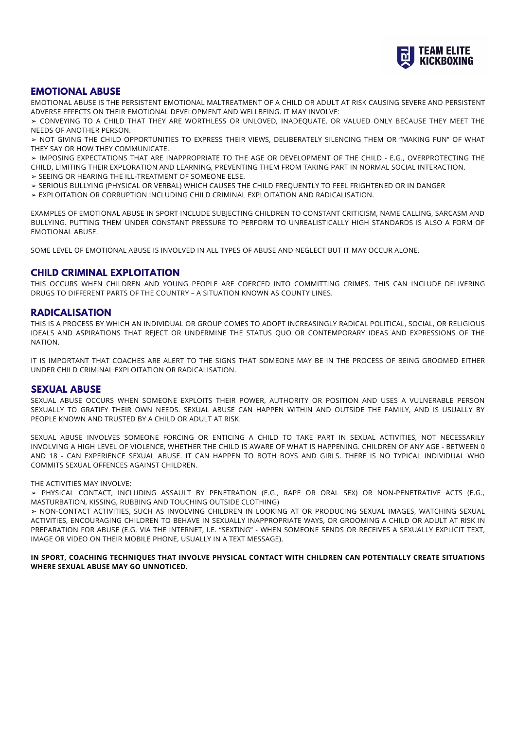## EMOTIONAL ABUSE

EMOTIONAL ABUSE IS THE PERSISTENT EMOTIONAL MALTREATMENT OF A CHILD OR ADULT AT RISK CAUSING SEVERE AND PERSISTENT ADVERSE EFFECTS ON THEIR EMOTIONAL DEVELOPMENT AND WELLBEING. IT MAY INVOLVE:

➢ CONVEYING TO A CHILD THAT THEY ARE WORTHLESS OR UNLOVED, INADEQUATE, OR VALUED ONLY BECAUSE THEY MEET THE NEEDS OF ANOTHER PERSON.

➢ NOT GIVING THE CHILD OPPORTUNITIES TO EXPRESS THEIR VIEWS, DELIBERATELY SILENCING THEM OR "MAKING FUN" OF WHAT THEY SAY OR HOW THEY COMMUNICATE.

➢ IMPOSING EXPECTATIONS THAT ARE INAPPROPRIATE TO THE AGE OR DEVELOPMENT OF THE CHILD - E.G., OVERPROTECTING THE CHILD, LIMITING THEIR EXPLORATION AND LEARNING, PREVENTING THEM FROM TAKING PART IN NORMAL SOCIAL INTERACTION.

➢ SEEING OR HEARING THE ILL-TREATMENT OF SOMEONE ELSE.

➢ SERIOUS BULLYING (PHYSICAL OR VERBAL) WHICH CAUSES THE CHILD FREQUENTLY TO FEEL FRIGHTENED OR IN DANGER

➢ EXPLOITATION OR CORRUPTION INCLUDING CHILD CRIMINAL EXPLOITATION AND RADICALISATION.

EXAMPLES OF EMOTIONAL ABUSE IN SPORT INCLUDE SUBJECTING CHILDREN TO CONSTANT CRITICISM, NAME CALLING, SARCASM AND BULLYING. PUTTING THEM UNDER CONSTANT PRESSURE TO PERFORM TO UNREALISTICALLY HIGH STANDARDS IS ALSO A FORM OF EMOTIONAL ABUSE.

SOME LEVEL OF EMOTIONAL ABUSE IS INVOLVED IN ALL TYPES OF ABUSE AND NEGLECT BUT IT MAY OCCUR ALONE.

## CHILD CRIMINAL EXPLOITATION

THIS OCCURS WHEN CHILDREN AND YOUNG PEOPLE ARE COERCED INTO COMMITTING CRIMES. THIS CAN INCLUDE DELIVERING DRUGS TO DIFFERENT PARTS OF THE COUNTRY – A SITUATION KNOWN AS COUNTY LINES.

## RADICALISATION

THIS IS A PROCESS BY WHICH AN INDIVIDUAL OR GROUP COMES TO ADOPT INCREASINGLY RADICAL POLITICAL, SOCIAL, OR RELIGIOUS IDEALS AND ASPIRATIONS THAT REJECT OR UNDERMINE THE STATUS QUO OR CONTEMPORARY IDEAS AND EXPRESSIONS OF THE NATION.

IT IS IMPORTANT THAT COACHES ARE ALERT TO THE SIGNS THAT SOMEONE MAY BE IN THE PROCESS OF BEING GROOMED EITHER UNDER CHILD CRIMINAL EXPLOITATION OR RADICALISATION.

## SEXUAL ABUSE

SEXUAL ABUSE OCCURS WHEN SOMEONE EXPLOITS THEIR POWER, AUTHORITY OR POSITION AND USES A VULNERABLE PERSON SEXUALLY TO GRATIFY THEIR OWN NEEDS. SEXUAL ABUSE CAN HAPPEN WITHIN AND OUTSIDE THE FAMILY, AND IS USUALLY BY PEOPLE KNOWN AND TRUSTED BY A CHILD OR ADULT AT RISK.

SEXUAL ABUSE INVOLVES SOMEONE FORCING OR ENTICING A CHILD TO TAKE PART IN SEXUAL ACTIVITIES, NOT NECESSARILY INVOLVING A HIGH LEVEL OF VIOLENCE, WHETHER THE CHILD IS AWARE OF WHAT IS HAPPENING. CHILDREN OF ANY AGE - BETWEEN 0 AND 18 - CAN EXPERIENCE SEXUAL ABUSE. IT CAN HAPPEN TO BOTH BOYS AND GIRLS. THERE IS NO TYPICAL INDIVIDUAL WHO COMMITS SEXUAL OFFENCES AGAINST CHILDREN.

THE ACTIVITIES MAY INVOLVE:

➢ PHYSICAL CONTACT, INCLUDING ASSAULT BY PENETRATION (E.G., RAPE OR ORAL SEX) OR NON-PENETRATIVE ACTS (E.G., MASTURBATION, KISSING, RUBBING AND TOUCHING OUTSIDE CLOTHING)

➢ NON-CONTACT ACTIVITIES, SUCH AS INVOLVING CHILDREN IN LOOKING AT OR PRODUCING SEXUAL IMAGES, WATCHING SEXUAL ACTIVITIES, ENCOURAGING CHILDREN TO BEHAVE IN SEXUALLY INAPPROPRIATE WAYS, OR GROOMING A CHILD OR ADULT AT RISK IN PREPARATION FOR ABUSE (E.G. VIA THE INTERNET, I.E. "SEXTING" - WHEN SOMEONE SENDS OR RECEIVES A SEXUALLY EXPLICIT TEXT, IMAGE OR VIDEO ON THEIR MOBILE PHONE, USUALLY IN A TEXT MESSAGE).

**IN SPORT, COACHING TECHNIQUES THAT INVOLVE PHYSICAL CONTACT WITH CHILDREN CAN POTENTIALLY CREATE SITUATIONS WHERE SEXUAL ABUSE MAY GO UNNOTICED.**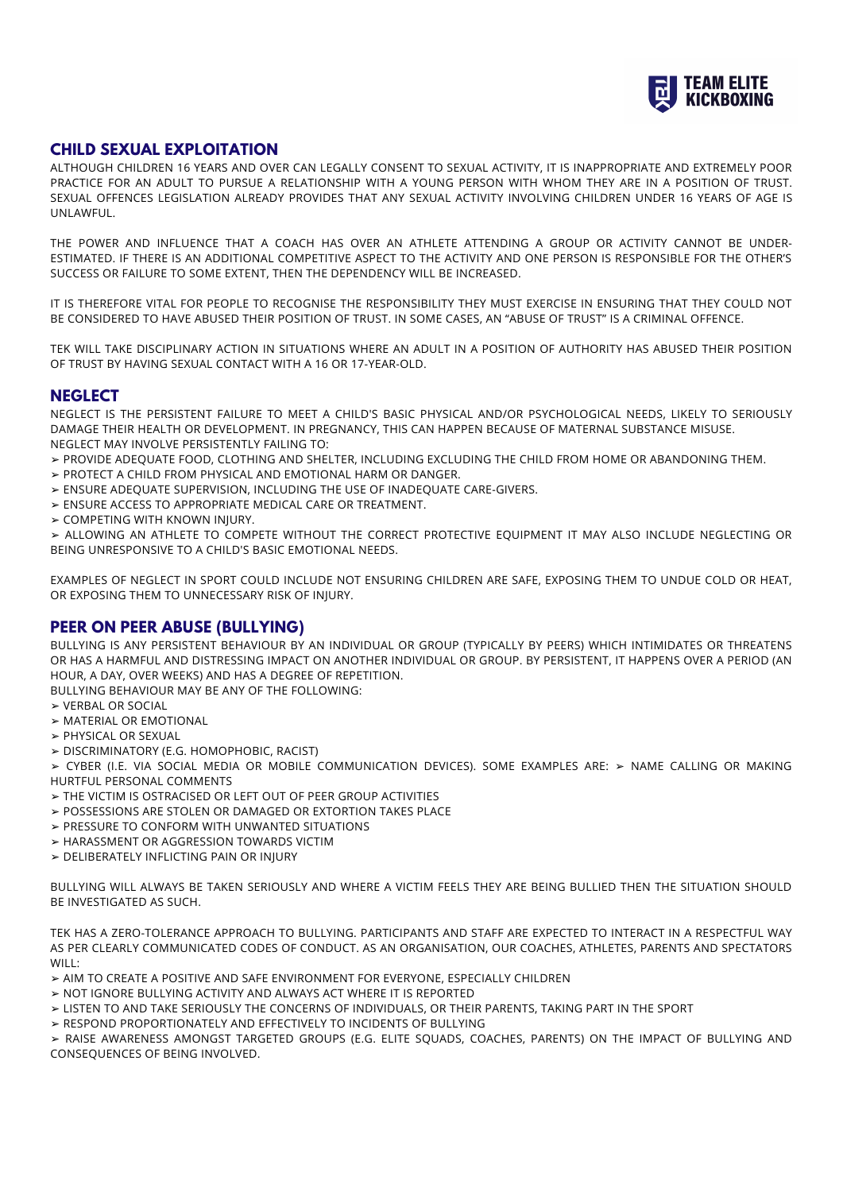## CHILD SEXUAL EXPLOITATION

ALTHOUGH CHILDREN 16 YEARS AND OVER CAN LEGALLY CONSENT TO SEXUAL ACTIVITY, IT IS INAPPROPRIATE AND EXTREMELY POOR PRACTICE FOR AN ADULT TO PURSUE A RELATIONSHIP WITH A YOUNG PERSON WITH WHOM THEY ARE IN A POSITION OF TRUST. SEXUAL OFFENCES LEGISLATION ALREADY PROVIDES THAT ANY SEXUAL ACTIVITY INVOLVING CHILDREN UNDER 16 YEARS OF AGE IS UNLAWFUL.

THE POWER AND INFLUENCE THAT A COACH HAS OVER AN ATHLETE ATTENDING A GROUP OR ACTIVITY CANNOT BE UNDER-ESTIMATED. IF THERE IS AN ADDITIONAL COMPETITIVE ASPECT TO THE ACTIVITY AND ONE PERSON IS RESPONSIBLE FOR THE OTHER'S SUCCESS OR FAILURE TO SOME EXTENT, THEN THE DEPENDENCY WILL BE INCREASED.

IT IS THEREFORE VITAL FOR PEOPLE TO RECOGNISE THE RESPONSIBILITY THEY MUST EXERCISE IN ENSURING THAT THEY COULD NOT BE CONSIDERED TO HAVE ABUSED THEIR POSITION OF TRUST. IN SOME CASES, AN "ABUSE OF TRUST" IS A CRIMINAL OFFENCE.

TEK WILL TAKE DISCIPLINARY ACTION IN SITUATIONS WHERE AN ADULT IN A POSITION OF AUTHORITY HAS ABUSED THEIR POSITION OF TRUST BY HAVING SEXUAL CONTACT WITH A 16 OR 17-YEAR-OLD.

## NEGLECT

NEGLECT IS THE PERSISTENT FAILURE TO MEET A CHILD'S BASIC PHYSICAL AND/OR PSYCHOLOGICAL NEEDS, LIKELY TO SERIOUSLY DAMAGE THEIR HEALTH OR DEVELOPMENT. IN PREGNANCY, THIS CAN HAPPEN BECAUSE OF MATERNAL SUBSTANCE MISUSE.
NEGLECT MAY INVOLVE PERSISTENTLY FAILING TO:

- PROVIDE ADEQUATE FOOD, CLOTHING AND SHELTER, INCLUDING EXCLUDING THE CHILD FROM HOME OR ABANDONING THEM.
- PROTECT A CHILD FROM PHYSICAL AND EMOTIONAL HARM OR DANGER.
- ENSURE ADEQUATE SUPERVISION, INCLUDING THE USE OF INADEQUATE CARE-GIVERS.
- ENSURE ACCESS TO APPROPRIATE MEDICAL CARE OR TREATMENT.
- COMPETING WITH KNOWN INJURY.
- ALLOWING AN ATHLETE TO COMPETE WITHOUT THE CORRECT PROTECTIVE EQUIPMENT IT MAY ALSO INCLUDE NEGLECTING OR BEING UNRESPONSIVE TO A CHILD'S BASIC EMOTIONAL NEEDS.

EXAMPLES OF NEGLECT IN SPORT COULD INCLUDE NOT ENSURING CHILDREN ARE SAFE, EXPOSING THEM TO UNDUE COLD OR HEAT, OR EXPOSING THEM TO UNNECESSARY RISK OF INJURY.

## PEER ON PEER ABUSE (BULLYING)

BULLYING IS ANY PERSISTENT BEHAVIOUR BY AN INDIVIDUAL OR GROUP (TYPICALLY BY PEERS) WHICH INTIMIDATES OR THREATENS OR HAS A HARMFUL AND DISTRESSING IMPACT ON ANOTHER INDIVIDUAL OR GROUP. BY PERSISTENT, IT HAPPENS OVER A PERIOD (AN HOUR, A DAY, OVER WEEKS) AND HAS A DEGREE OF REPETITION.
BULLYING BEHAVIOUR MAY BE ANY OF THE FOLLOWING:

- VERBAL OR SOCIAL
- MATERIAL OR EMOTIONAL
- PHYSICAL OR SEXUAL
- DISCRIMINATORY (E.G. HOMOPHOBIC, RACIST)
- CYBER (I.E. VIA SOCIAL MEDIA OR MOBILE COMMUNICATION DEVICES). SOME EXAMPLES ARE: ➢ NAME CALLING OR MAKING HURTFUL PERSONAL COMMENTS
- THE VICTIM IS OSTRACISED OR LEFT OUT OF PEER GROUP ACTIVITIES
- POSSESSIONS ARE STOLEN OR DAMAGED OR EXTORTION TAKES PLACE
- PRESSURE TO CONFORM WITH UNWANTED SITUATIONS
- HARASSMENT OR AGGRESSION TOWARDS VICTIM
- DELIBERATELY INFLICTING PAIN OR INJURY

BULLYING WILL ALWAYS BE TAKEN SERIOUSLY AND WHERE A VICTIM FEELS THEY ARE BEING BULLIED THEN THE SITUATION SHOULD BE INVESTIGATED AS SUCH.

TEK HAS A ZERO-TOLERANCE APPROACH TO BULLYING. PARTICIPANTS AND STAFF ARE EXPECTED TO INTERACT IN A RESPECTFUL WAY AS PER CLEARLY COMMUNICATED CODES OF CONDUCT. AS AN ORGANISATION, OUR COACHES, ATHLETES, PARENTS AND SPECTATORS WILL:

- AIM TO CREATE A POSITIVE AND SAFE ENVIRONMENT FOR EVERYONE, ESPECIALLY CHILDREN
- NOT IGNORE BULLYING ACTIVITY AND ALWAYS ACT WHERE IT IS REPORTED
- LISTEN TO AND TAKE SERIOUSLY THE CONCERNS OF INDIVIDUALS, OR THEIR PARENTS, TAKING PART IN THE SPORT
- RESPOND PROPORTIONATELY AND EFFECTIVELY TO INCIDENTS OF BULLYING
- RAISE AWARENESS AMONGST TARGETED GROUPS (E.G. ELITE SQUADS, COACHES, PARENTS) ON THE IMPACT OF BULLYING AND CONSEQUENCES OF BEING INVOLVED.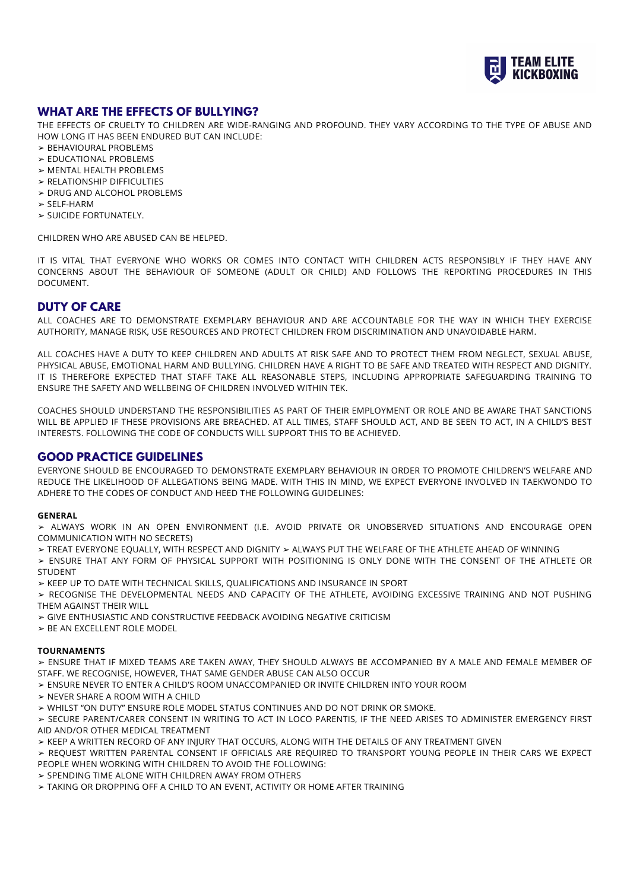## WHAT ARE THE EFFECTS OF BULLYING?

THE EFFECTS OF CRUELTY TO CHILDREN ARE WIDE-RANGING AND PROFOUND. THEY VARY ACCORDING TO THE TYPE OF ABUSE AND HOW LONG IT HAS BEEN ENDURED BUT CAN INCLUDE:

- ➢ BEHAVIOURAL PROBLEMS
- ➢ EDUCATIONAL PROBLEMS
- ➢ MENTAL HEALTH PROBLEMS
- ➢ RELATIONSHIP DIFFICULTIES
- ➢ DRUG AND ALCOHOL PROBLEMS
- ➢ SELF-HARM
- ➢ SUICIDE FORTUNATELY.

CHILDREN WHO ARE ABUSED CAN BE HELPED.

IT IS VITAL THAT EVERYONE WHO WORKS OR COMES INTO CONTACT WITH CHILDREN ACTS RESPONSIBLY IF THEY HAVE ANY CONCERNS ABOUT THE BEHAVIOUR OF SOMEONE (ADULT OR CHILD) AND FOLLOWS THE REPORTING PROCEDURES IN THIS DOCUMENT.

## DUTY OF CARE

ALL COACHES ARE TO DEMONSTRATE EXEMPLARY BEHAVIOUR AND ARE ACCOUNTABLE FOR THE WAY IN WHICH THEY EXERCISE AUTHORITY, MANAGE RISK, USE RESOURCES AND PROTECT CHILDREN FROM DISCRIMINATION AND UNAVOIDABLE HARM.

ALL COACHES HAVE A DUTY TO KEEP CHILDREN AND ADULTS AT RISK SAFE AND TO PROTECT THEM FROM NEGLECT, SEXUAL ABUSE, PHYSICAL ABUSE, EMOTIONAL HARM AND BULLYING. CHILDREN HAVE A RIGHT TO BE SAFE AND TREATED WITH RESPECT AND DIGNITY. IT IS THEREFORE EXPECTED THAT STAFF TAKE ALL REASONABLE STEPS, INCLUDING APPROPRIATE SAFEGUARDING TRAINING TO ENSURE THE SAFETY AND WELLBEING OF CHILDREN INVOLVED WITHIN TEK.

COACHES SHOULD UNDERSTAND THE RESPONSIBILITIES AS PART OF THEIR EMPLOYMENT OR ROLE AND BE AWARE THAT SANCTIONS WILL BE APPLIED IF THESE PROVISIONS ARE BREACHED. AT ALL TIMES, STAFF SHOULD ACT, AND BE SEEN TO ACT, IN A CHILD'S BEST INTERESTS. FOLLOWING THE CODE OF CONDUCTS WILL SUPPORT THIS TO BE ACHIEVED.

## GOOD PRACTICE GUIDELINES

EVERYONE SHOULD BE ENCOURAGED TO DEMONSTRATE EXEMPLARY BEHAVIOUR IN ORDER TO PROMOTE CHILDREN'S WELFARE AND REDUCE THE LIKELIHOOD OF ALLEGATIONS BEING MADE. WITH THIS IN MIND, WE EXPECT EVERYONE INVOLVED IN TAEKWONDO TO ADHERE TO THE CODES OF CONDUCT AND HEED THE FOLLOWING GUIDELINES:

**GENERAL**

- ➢ ALWAYS WORK IN AN OPEN ENVIRONMENT (I.E. AVOID PRIVATE OR UNOBSERVED SITUATIONS AND ENCOURAGE OPEN COMMUNICATION WITH NO SECRETS)
- ➢ TREAT EVERYONE EQUALLY, WITH RESPECT AND DIGNITY ➢ ALWAYS PUT THE WELFARE OF THE ATHLETE AHEAD OF WINNING
- ➢ ENSURE THAT ANY FORM OF PHYSICAL SUPPORT WITH POSITIONING IS ONLY DONE WITH THE CONSENT OF THE ATHLETE OR STUDENT
- ➢ KEEP UP TO DATE WITH TECHNICAL SKILLS, QUALIFICATIONS AND INSURANCE IN SPORT
- ➢ RECOGNISE THE DEVELOPMENTAL NEEDS AND CAPACITY OF THE ATHLETE, AVOIDING EXCESSIVE TRAINING AND NOT PUSHING THEM AGAINST THEIR WILL
- ➢ GIVE ENTHUSIASTIC AND CONSTRUCTIVE FEEDBACK AVOIDING NEGATIVE CRITICISM
- ➢ BE AN EXCELLENT ROLE MODEL

**TOURNAMENTS**

- ➢ ENSURE THAT IF MIXED TEAMS ARE TAKEN AWAY, THEY SHOULD ALWAYS BE ACCOMPANIED BY A MALE AND FEMALE MEMBER OF STAFF. WE RECOGNISE, HOWEVER, THAT SAME GENDER ABUSE CAN ALSO OCCUR
- ➢ ENSURE NEVER TO ENTER A CHILD'S ROOM UNACCOMPANIED OR INVITE CHILDREN INTO YOUR ROOM
- ➢ NEVER SHARE A ROOM WITH A CHILD
- ➢ WHILST "ON DUTY" ENSURE ROLE MODEL STATUS CONTINUES AND DO NOT DRINK OR SMOKE.
- ➢ SECURE PARENT/CARER CONSENT IN WRITING TO ACT IN LOCO PARENTIS, IF THE NEED ARISES TO ADMINISTER EMERGENCY FIRST AID AND/OR OTHER MEDICAL TREATMENT
- ➢ KEEP A WRITTEN RECORD OF ANY INJURY THAT OCCURS, ALONG WITH THE DETAILS OF ANY TREATMENT GIVEN
- ➢ REQUEST WRITTEN PARENTAL CONSENT IF OFFICIALS ARE REQUIRED TO TRANSPORT YOUNG PEOPLE IN THEIR CARS WE EXPECT PEOPLE WHEN WORKING WITH CHILDREN TO AVOID THE FOLLOWING:
- ➢ SPENDING TIME ALONE WITH CHILDREN AWAY FROM OTHERS
- ➢ TAKING OR DROPPING OFF A CHILD TO AN EVENT, ACTIVITY OR HOME AFTER TRAINING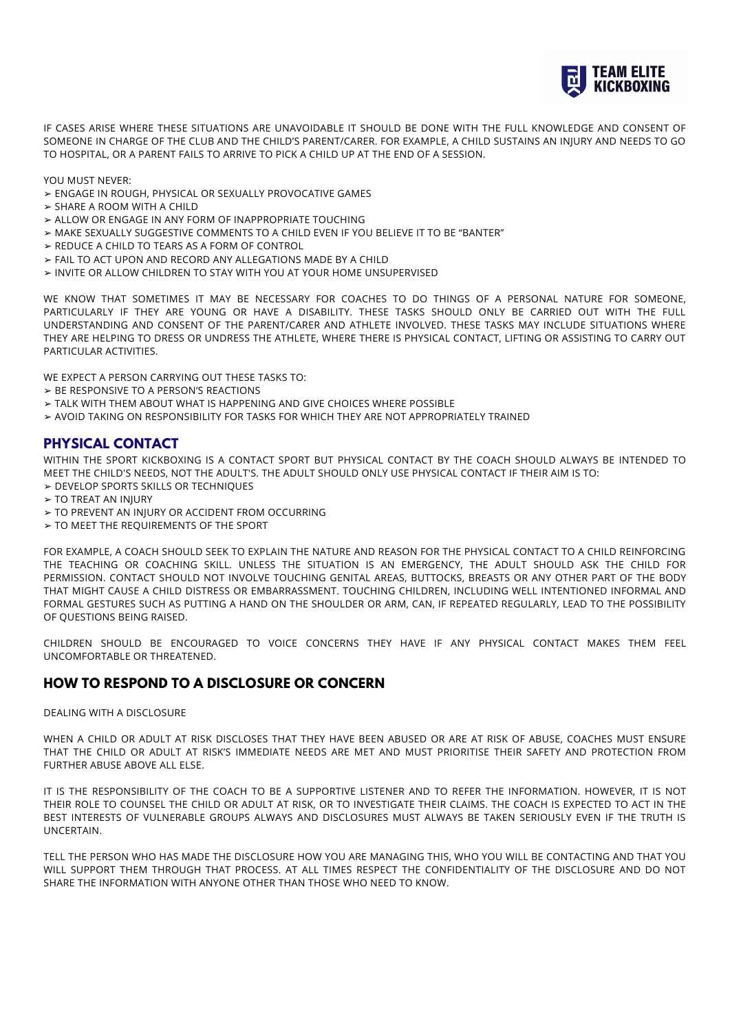IF CASES ARISE WHERE THESE SITUATIONS ARE UNAVOIDABLE IT SHOULD BE DONE WITH THE FULL KNOWLEDGE AND CONSENT OF SOMEONE IN CHARGE OF THE CLUB AND THE CHILD'S PARENT/CARER. FOR EXAMPLE, A CHILD SUSTAINS AN INJURY AND NEEDS TO GO TO HOSPITAL, OR A PARENT FAILS TO ARRIVE TO PICK A CHILD UP AT THE END OF A SESSION.

YOU MUST NEVER:

- ENGAGE IN ROUGH, PHYSICAL OR SEXUALLY PROVOCATIVE GAMES
- SHARE A ROOM WITH A CHILD
- ALLOW OR ENGAGE IN ANY FORM OF INAPPROPRIATE TOUCHING
- MAKE SEXUALLY SUGGESTIVE COMMENTS TO A CHILD EVEN IF YOU BELIEVE IT TO BE "BANTER"
- REDUCE A CHILD TO TEARS AS A FORM OF CONTROL
- FAIL TO ACT UPON AND RECORD ANY ALLEGATIONS MADE BY A CHILD
- INVITE OR ALLOW CHILDREN TO STAY WITH YOU AT YOUR HOME UNSUPERVISED

WE KNOW THAT SOMETIMES IT MAY BE NECESSARY FOR COACHES TO DO THINGS OF A PERSONAL NATURE FOR SOMEONE, PARTICULARLY IF THEY ARE YOUNG OR HAVE A DISABILITY. THESE TASKS SHOULD ONLY BE CARRIED OUT WITH THE FULL UNDERSTANDING AND CONSENT OF THE PARENT/CARER AND ATHLETE INVOLVED. THESE TASKS MAY INCLUDE SITUATIONS WHERE THEY ARE HELPING TO DRESS OR UNDRESS THE ATHLETE, WHERE THERE IS PHYSICAL CONTACT, LIFTING OR ASSISTING TO CARRY OUT PARTICULAR ACTIVITIES.

WE EXPECT A PERSON CARRYING OUT THESE TASKS TO:

- BE RESPONSIVE TO A PERSON'S REACTIONS
- TALK WITH THEM ABOUT WHAT IS HAPPENING AND GIVE CHOICES WHERE POSSIBLE
- AVOID TAKING ON RESPONSIBILITY FOR TASKS FOR WHICH THEY ARE NOT APPROPRIATELY TRAINED

## PHYSICAL CONTACT

WITHIN THE SPORT KICKBOXING IS A CONTACT SPORT BUT PHYSICAL CONTACT BY THE COACH SHOULD ALWAYS BE INTENDED TO MEET THE CHILD'S NEEDS, NOT THE ADULT'S. THE ADULT SHOULD ONLY USE PHYSICAL CONTACT IF THEIR AIM IS TO:

- DEVELOP SPORTS SKILLS OR TECHNIQUES
- TO TREAT AN INJURY
- TO PREVENT AN INJURY OR ACCIDENT FROM OCCURRING
- TO MEET THE REQUIREMENTS OF THE SPORT

FOR EXAMPLE, A COACH SHOULD SEEK TO EXPLAIN THE NATURE AND REASON FOR THE PHYSICAL CONTACT TO A CHILD REINFORCING THE TEACHING OR COACHING SKILL. UNLESS THE SITUATION IS AN EMERGENCY, THE ADULT SHOULD ASK THE CHILD FOR PERMISSION. CONTACT SHOULD NOT INVOLVE TOUCHING GENITAL AREAS, BUTTOCKS, BREASTS OR ANY OTHER PART OF THE BODY THAT MIGHT CAUSE A CHILD DISTRESS OR EMBARRASSMENT. TOUCHING CHILDREN, INCLUDING WELL INTENTIONED INFORMAL AND FORMAL GESTURES SUCH AS PUTTING A HAND ON THE SHOULDER OR ARM, CAN, IF REPEATED REGULARLY, LEAD TO THE POSSIBILITY OF QUESTIONS BEING RAISED.

CHILDREN SHOULD BE ENCOURAGED TO VOICE CONCERNS THEY HAVE IF ANY PHYSICAL CONTACT MAKES THEM FEEL UNCOMFORTABLE OR THREATENED.

## HOW TO RESPOND TO A DISCLOSURE OR CONCERN

DEALING WITH A DISCLOSURE

WHEN A CHILD OR ADULT AT RISK DISCLOSES THAT THEY HAVE BEEN ABUSED OR ARE AT RISK OF ABUSE, COACHES MUST ENSURE THAT THE CHILD OR ADULT AT RISK'S IMMEDIATE NEEDS ARE MET AND MUST PRIORITISE THEIR SAFETY AND PROTECTION FROM FURTHER ABUSE ABOVE ALL ELSE.

IT IS THE RESPONSIBILITY OF THE COACH TO BE A SUPPORTIVE LISTENER AND TO REFER THE INFORMATION. HOWEVER, IT IS NOT THEIR ROLE TO COUNSEL THE CHILD OR ADULT AT RISK, OR TO INVESTIGATE THEIR CLAIMS. THE COACH IS EXPECTED TO ACT IN THE BEST INTERESTS OF VULNERABLE GROUPS ALWAYS AND DISCLOSURES MUST ALWAYS BE TAKEN SERIOUSLY EVEN IF THE TRUTH IS UNCERTAIN.

TELL THE PERSON WHO HAS MADE THE DISCLOSURE HOW YOU ARE MANAGING THIS, WHO YOU WILL BE CONTACTING AND THAT YOU WILL SUPPORT THEM THROUGH THAT PROCESS. AT ALL TIMES RESPECT THE CONFIDENTIALITY OF THE DISCLOSURE AND DO NOT SHARE THE INFORMATION WITH ANYONE OTHER THAN THOSE WHO NEED TO KNOW.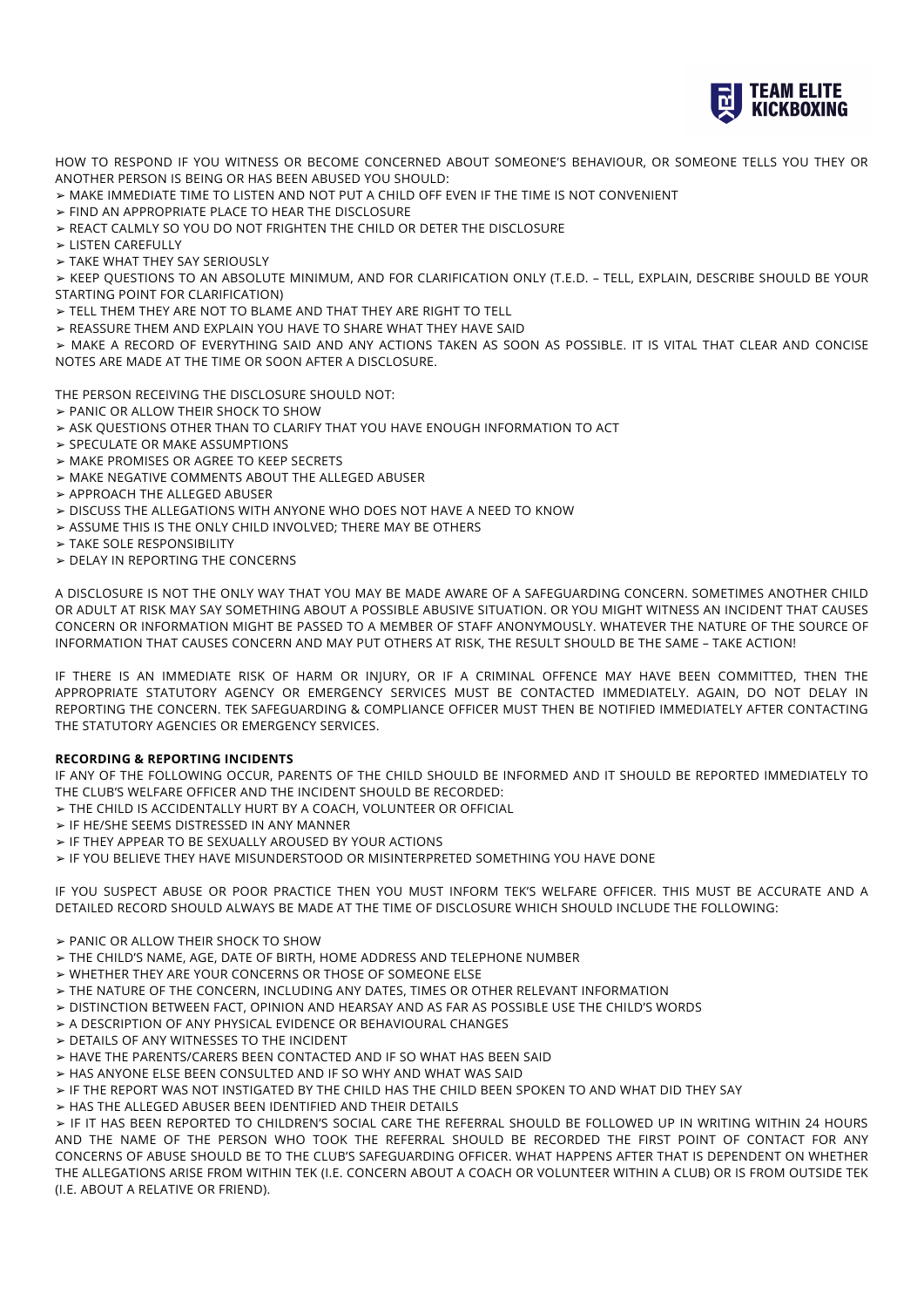HOW TO RESPOND IF YOU WITNESS OR BECOME CONCERNED ABOUT SOMEONE'S BEHAVIOUR, OR SOMEONE TELLS YOU THEY OR ANOTHER PERSON IS BEING OR HAS BEEN ABUSED YOU SHOULD:

- ➢ MAKE IMMEDIATE TIME TO LISTEN AND NOT PUT A CHILD OFF EVEN IF THE TIME IS NOT CONVENIENT
- ➢ FIND AN APPROPRIATE PLACE TO HEAR THE DISCLOSURE
- ➢ REACT CALMLY SO YOU DO NOT FRIGHTEN THE CHILD OR DETER THE DISCLOSURE
- ➢ LISTEN CAREFULLY
- ➢ TAKE WHAT THEY SAY SERIOUSLY
- ➢ KEEP QUESTIONS TO AN ABSOLUTE MINIMUM, AND FOR CLARIFICATION ONLY (T.E.D. – TELL, EXPLAIN, DESCRIBE SHOULD BE YOUR STARTING POINT FOR CLARIFICATION)
- ➢ TELL THEM THEY ARE NOT TO BLAME AND THAT THEY ARE RIGHT TO TELL
- ➢ REASSURE THEM AND EXPLAIN YOU HAVE TO SHARE WHAT THEY HAVE SAID
- ➢ MAKE A RECORD OF EVERYTHING SAID AND ANY ACTIONS TAKEN AS SOON AS POSSIBLE. IT IS VITAL THAT CLEAR AND CONCISE NOTES ARE MADE AT THE TIME OR SOON AFTER A DISCLOSURE.

THE PERSON RECEIVING THE DISCLOSURE SHOULD NOT:

- ➢ PANIC OR ALLOW THEIR SHOCK TO SHOW
- ➢ ASK QUESTIONS OTHER THAN TO CLARIFY THAT YOU HAVE ENOUGH INFORMATION TO ACT
- ➢ SPECULATE OR MAKE ASSUMPTIONS
- ➢ MAKE PROMISES OR AGREE TO KEEP SECRETS
- ➢ MAKE NEGATIVE COMMENTS ABOUT THE ALLEGED ABUSER
- ➢ APPROACH THE ALLEGED ABUSER
- ➢ DISCUSS THE ALLEGATIONS WITH ANYONE WHO DOES NOT HAVE A NEED TO KNOW
- ➢ ASSUME THIS IS THE ONLY CHILD INVOLVED; THERE MAY BE OTHERS
- ➢ TAKE SOLE RESPONSIBILITY
- ➢ DELAY IN REPORTING THE CONCERNS

A DISCLOSURE IS NOT THE ONLY WAY THAT YOU MAY BE MADE AWARE OF A SAFEGUARDING CONCERN. SOMETIMES ANOTHER CHILD OR ADULT AT RISK MAY SAY SOMETHING ABOUT A POSSIBLE ABUSIVE SITUATION. OR YOU MIGHT WITNESS AN INCIDENT THAT CAUSES CONCERN OR INFORMATION MIGHT BE PASSED TO A MEMBER OF STAFF ANONYMOUSLY. WHATEVER THE NATURE OF THE SOURCE OF INFORMATION THAT CAUSES CONCERN AND MAY PUT OTHERS AT RISK, THE RESULT SHOULD BE THE SAME – TAKE ACTION!

IF THERE IS AN IMMEDIATE RISK OF HARM OR INJURY, OR IF A CRIMINAL OFFENCE MAY HAVE BEEN COMMITTED, THEN THE APPROPRIATE STATUTORY AGENCY OR EMERGENCY SERVICES MUST BE CONTACTED IMMEDIATELY. AGAIN, DO NOT DELAY IN REPORTING THE CONCERN. TEK SAFEGUARDING & COMPLIANCE OFFICER MUST THEN BE NOTIFIED IMMEDIATELY AFTER CONTACTING THE STATUTORY AGENCIES OR EMERGENCY SERVICES.

**RECORDING & REPORTING INCIDENTS**

IF ANY OF THE FOLLOWING OCCUR, PARENTS OF THE CHILD SHOULD BE INFORMED AND IT SHOULD BE REPORTED IMMEDIATELY TO THE CLUB'S WELFARE OFFICER AND THE INCIDENT SHOULD BE RECORDED:

- ➢ THE CHILD IS ACCIDENTALLY HURT BY A COACH, VOLUNTEER OR OFFICIAL
- ➢ IF HE/SHE SEEMS DISTRESSED IN ANY MANNER
- ➢ IF THEY APPEAR TO BE SEXUALLY AROUSED BY YOUR ACTIONS
- ➢ IF YOU BELIEVE THEY HAVE MISUNDERSTOOD OR MISINTERPRETED SOMETHING YOU HAVE DONE

IF YOU SUSPECT ABUSE OR POOR PRACTICE THEN YOU MUST INFORM TEK'S WELFARE OFFICER. THIS MUST BE ACCURATE AND A DETAILED RECORD SHOULD ALWAYS BE MADE AT THE TIME OF DISCLOSURE WHICH SHOULD INCLUDE THE FOLLOWING:

- ➢ PANIC OR ALLOW THEIR SHOCK TO SHOW
- ➢ THE CHILD'S NAME, AGE, DATE OF BIRTH, HOME ADDRESS AND TELEPHONE NUMBER
- ➢ WHETHER THEY ARE YOUR CONCERNS OR THOSE OF SOMEONE ELSE
- ➢ THE NATURE OF THE CONCERN, INCLUDING ANY DATES, TIMES OR OTHER RELEVANT INFORMATION
- ➢ DISTINCTION BETWEEN FACT, OPINION AND HEARSAY AND AS FAR AS POSSIBLE USE THE CHILD'S WORDS
- ➢ A DESCRIPTION OF ANY PHYSICAL EVIDENCE OR BEHAVIOURAL CHANGES
- ➢ DETAILS OF ANY WITNESSES TO THE INCIDENT
- ➢ HAVE THE PARENTS/CARERS BEEN CONTACTED AND IF SO WHAT HAS BEEN SAID
- ➢ HAS ANYONE ELSE BEEN CONSULTED AND IF SO WHY AND WHAT WAS SAID
- ➢ IF THE REPORT WAS NOT INSTIGATED BY THE CHILD HAS THE CHILD BEEN SPOKEN TO AND WHAT DID THEY SAY
- ➢ HAS THE ALLEGED ABUSER BEEN IDENTIFIED AND THEIR DETAILS
- ➢ IF IT HAS BEEN REPORTED TO CHILDREN'S SOCIAL CARE THE REFERRAL SHOULD BE FOLLOWED UP IN WRITING WITHIN 24 HOURS AND THE NAME OF THE PERSON WHO TOOK THE REFERRAL SHOULD BE RECORDED THE FIRST POINT OF CONTACT FOR ANY CONCERNS OF ABUSE SHOULD BE TO THE CLUB'S SAFEGUARDING OFFICER. WHAT HAPPENS AFTER THAT IS DEPENDENT ON WHETHER THE ALLEGATIONS ARISE FROM WITHIN TEK (I.E. CONCERN ABOUT A COACH OR VOLUNTEER WITHIN A CLUB) OR IS FROM OUTSIDE TEK (I.E. ABOUT A RELATIVE OR FRIEND).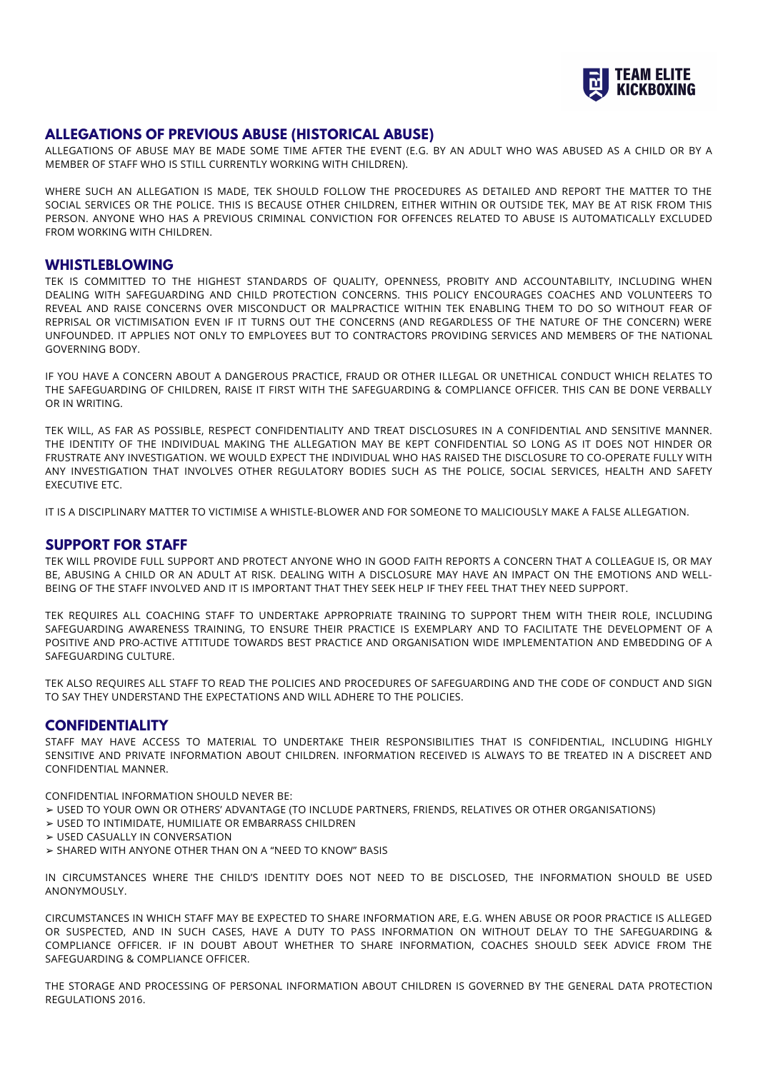## ALLEGATIONS OF PREVIOUS ABUSE (HISTORICAL ABUSE)

ALLEGATIONS OF ABUSE MAY BE MADE SOME TIME AFTER THE EVENT (E.G. BY AN ADULT WHO WAS ABUSED AS A CHILD OR BY A MEMBER OF STAFF WHO IS STILL CURRENTLY WORKING WITH CHILDREN).

WHERE SUCH AN ALLEGATION IS MADE, TEK SHOULD FOLLOW THE PROCEDURES AS DETAILED AND REPORT THE MATTER TO THE SOCIAL SERVICES OR THE POLICE. THIS IS BECAUSE OTHER CHILDREN, EITHER WITHIN OR OUTSIDE TEK, MAY BE AT RISK FROM THIS PERSON. ANYONE WHO HAS A PREVIOUS CRIMINAL CONVICTION FOR OFFENCES RELATED TO ABUSE IS AUTOMATICALLY EXCLUDED FROM WORKING WITH CHILDREN.

## WHISTLEBLOWING

TEK IS COMMITTED TO THE HIGHEST STANDARDS OF QUALITY, OPENNESS, PROBITY AND ACCOUNTABILITY, INCLUDING WHEN DEALING WITH SAFEGUARDING AND CHILD PROTECTION CONCERNS. THIS POLICY ENCOURAGES COACHES AND VOLUNTEERS TO REVEAL AND RAISE CONCERNS OVER MISCONDUCT OR MALPRACTICE WITHIN TEK ENABLING THEM TO DO SO WITHOUT FEAR OF REPRISAL OR VICTIMISATION EVEN IF IT TURNS OUT THE CONCERNS (AND REGARDLESS OF THE NATURE OF THE CONCERN) WERE UNFOUNDED. IT APPLIES NOT ONLY TO EMPLOYEES BUT TO CONTRACTORS PROVIDING SERVICES AND MEMBERS OF THE NATIONAL GOVERNING BODY.

IF YOU HAVE A CONCERN ABOUT A DANGEROUS PRACTICE, FRAUD OR OTHER ILLEGAL OR UNETHICAL CONDUCT WHICH RELATES TO THE SAFEGUARDING OF CHILDREN, RAISE IT FIRST WITH THE SAFEGUARDING & COMPLIANCE OFFICER. THIS CAN BE DONE VERBALLY OR IN WRITING.

TEK WILL, AS FAR AS POSSIBLE, RESPECT CONFIDENTIALITY AND TREAT DISCLOSURES IN A CONFIDENTIAL AND SENSITIVE MANNER. THE IDENTITY OF THE INDIVIDUAL MAKING THE ALLEGATION MAY BE KEPT CONFIDENTIAL SO LONG AS IT DOES NOT HINDER OR FRUSTRATE ANY INVESTIGATION. WE WOULD EXPECT THE INDIVIDUAL WHO HAS RAISED THE DISCLOSURE TO CO-OPERATE FULLY WITH ANY INVESTIGATION THAT INVOLVES OTHER REGULATORY BODIES SUCH AS THE POLICE, SOCIAL SERVICES, HEALTH AND SAFETY EXECUTIVE ETC.

IT IS A DISCIPLINARY MATTER TO VICTIMISE A WHISTLE-BLOWER AND FOR SOMEONE TO MALICIOUSLY MAKE A FALSE ALLEGATION.

## SUPPORT FOR STAFF

TEK WILL PROVIDE FULL SUPPORT AND PROTECT ANYONE WHO IN GOOD FAITH REPORTS A CONCERN THAT A COLLEAGUE IS, OR MAY BE, ABUSING A CHILD OR AN ADULT AT RISK. DEALING WITH A DISCLOSURE MAY HAVE AN IMPACT ON THE EMOTIONS AND WELL-BEING OF THE STAFF INVOLVED AND IT IS IMPORTANT THAT THEY SEEK HELP IF THEY FEEL THAT THEY NEED SUPPORT.

TEK REQUIRES ALL COACHING STAFF TO UNDERTAKE APPROPRIATE TRAINING TO SUPPORT THEM WITH THEIR ROLE, INCLUDING SAFEGUARDING AWARENESS TRAINING, TO ENSURE THEIR PRACTICE IS EXEMPLARY AND TO FACILITATE THE DEVELOPMENT OF A POSITIVE AND PRO-ACTIVE ATTITUDE TOWARDS BEST PRACTICE AND ORGANISATION WIDE IMPLEMENTATION AND EMBEDDING OF A SAFEGUARDING CULTURE.

TEK ALSO REQUIRES ALL STAFF TO READ THE POLICIES AND PROCEDURES OF SAFEGUARDING AND THE CODE OF CONDUCT AND SIGN TO SAY THEY UNDERSTAND THE EXPECTATIONS AND WILL ADHERE TO THE POLICIES.

## CONFIDENTIALITY

STAFF MAY HAVE ACCESS TO MATERIAL TO UNDERTAKE THEIR RESPONSIBILITIES THAT IS CONFIDENTIAL, INCLUDING HIGHLY SENSITIVE AND PRIVATE INFORMATION ABOUT CHILDREN. INFORMATION RECEIVED IS ALWAYS TO BE TREATED IN A DISCREET AND CONFIDENTIAL MANNER.

CONFIDENTIAL INFORMATION SHOULD NEVER BE:

- USED TO YOUR OWN OR OTHERS' ADVANTAGE (TO INCLUDE PARTNERS, FRIENDS, RELATIVES OR OTHER ORGANISATIONS)
- USED TO INTIMIDATE, HUMILIATE OR EMBARRASS CHILDREN
- USED CASUALLY IN CONVERSATION
- SHARED WITH ANYONE OTHER THAN ON A "NEED TO KNOW" BASIS

IN CIRCUMSTANCES WHERE THE CHILD'S IDENTITY DOES NOT NEED TO BE DISCLOSED, THE INFORMATION SHOULD BE USED ANONYMOUSLY.

CIRCUMSTANCES IN WHICH STAFF MAY BE EXPECTED TO SHARE INFORMATION ARE, E.G. WHEN ABUSE OR POOR PRACTICE IS ALLEGED OR SUSPECTED, AND IN SUCH CASES, HAVE A DUTY TO PASS INFORMATION ON WITHOUT DELAY TO THE SAFEGUARDING & COMPLIANCE OFFICER. IF IN DOUBT ABOUT WHETHER TO SHARE INFORMATION, COACHES SHOULD SEEK ADVICE FROM THE SAFEGUARDING & COMPLIANCE OFFICER.

THE STORAGE AND PROCESSING OF PERSONAL INFORMATION ABOUT CHILDREN IS GOVERNED BY THE GENERAL DATA PROTECTION REGULATIONS 2016.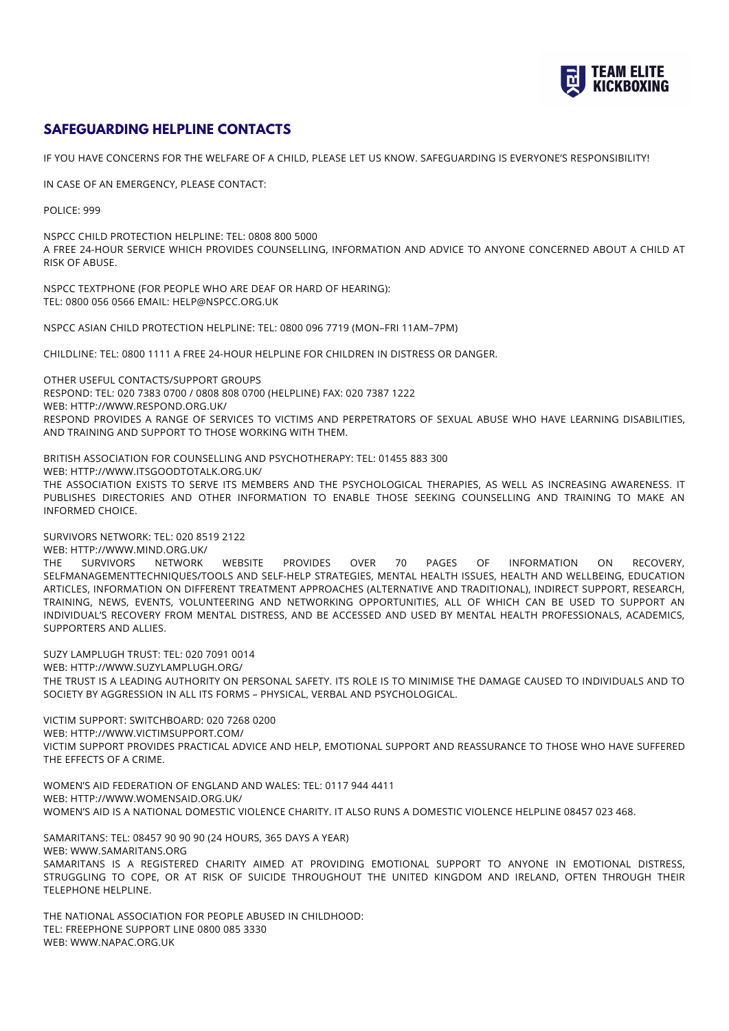TEAM ELITE KICKBOXING

## SAFEGUARDING HELPLINE CONTACTS

IF YOU HAVE CONCERNS FOR THE WELFARE OF A CHILD, PLEASE LET US KNOW. SAFEGUARDING IS EVERYONE'S RESPONSIBILITY!

IN CASE OF AN EMERGENCY, PLEASE CONTACT:

POLICE: 999

NSPCC CHILD PROTECTION HELPLINE: TEL: 0808 800 5000
A FREE 24-HOUR SERVICE WHICH PROVIDES COUNSELLING, INFORMATION AND ADVICE TO ANYONE CONCERNED ABOUT A CHILD AT RISK OF ABUSE.

NSPCC TEXTPHONE (FOR PEOPLE WHO ARE DEAF OR HARD OF HEARING):
TEL: 0800 056 0566 EMAIL: HELP@NSPCC.ORG.UK

NSPCC ASIAN CHILD PROTECTION HELPLINE: TEL: 0800 096 7719 (MON–FRI 11AM–7PM)

CHILDLINE: TEL: 0800 1111 A FREE 24-HOUR HELPLINE FOR CHILDREN IN DISTRESS OR DANGER.

OTHER USEFUL CONTACTS/SUPPORT GROUPS
RESPOND: TEL: 020 7383 0700 / 0808 808 0700 (HELPLINE) FAX: 020 7387 1222
WEB: HTTP://WWW.RESPOND.ORG.UK/
RESPOND PROVIDES A RANGE OF SERVICES TO VICTIMS AND PERPETRATORS OF SEXUAL ABUSE WHO HAVE LEARNING DISABILITIES, AND TRAINING AND SUPPORT TO THOSE WORKING WITH THEM.

BRITISH ASSOCIATION FOR COUNSELLING AND PSYCHOTHERAPY: TEL: 01455 883 300
WEB: HTTP://WWW.ITSGOODTOTALK.ORG.UK/
THE ASSOCIATION EXISTS TO SERVE ITS MEMBERS AND THE PSYCHOLOGICAL THERAPIES, AS WELL AS INCREASING AWARENESS. IT PUBLISHES DIRECTORIES AND OTHER INFORMATION TO ENABLE THOSE SEEKING COUNSELLING AND TRAINING TO MAKE AN INFORMED CHOICE.

SURVIVORS NETWORK: TEL: 020 8519 2122
WEB: HTTP://WWW.MIND.ORG.UK/
THE SURVIVORS NETWORK WEBSITE PROVIDES OVER 70 PAGES OF INFORMATION ON RECOVERY, SELFMANAGEMENTTECHNIQUES/TOOLS AND SELF-HELP STRATEGIES, MENTAL HEALTH ISSUES, HEALTH AND WELLBEING, EDUCATION ARTICLES, INFORMATION ON DIFFERENT TREATMENT APPROACHES (ALTERNATIVE AND TRADITIONAL), INDIRECT SUPPORT, RESEARCH, TRAINING, NEWS, EVENTS, VOLUNTEERING AND NETWORKING OPPORTUNITIES, ALL OF WHICH CAN BE USED TO SUPPORT AN INDIVIDUAL'S RECOVERY FROM MENTAL DISTRESS, AND BE ACCESSED AND USED BY MENTAL HEALTH PROFESSIONALS, ACADEMICS, SUPPORTERS AND ALLIES.

SUZY LAMPLUGH TRUST: TEL: 020 7091 0014
WEB: HTTP://WWW.SUZYLAMPLUGH.ORG/
THE TRUST IS A LEADING AUTHORITY ON PERSONAL SAFETY. ITS ROLE IS TO MINIMISE THE DAMAGE CAUSED TO INDIVIDUALS AND TO SOCIETY BY AGGRESSION IN ALL ITS FORMS – PHYSICAL, VERBAL AND PSYCHOLOGICAL.

VICTIM SUPPORT: SWITCHBOARD: 020 7268 0200
WEB: HTTP://WWW.VICTIMSUPPORT.COM/
VICTIM SUPPORT PROVIDES PRACTICAL ADVICE AND HELP, EMOTIONAL SUPPORT AND REASSURANCE TO THOSE WHO HAVE SUFFERED THE EFFECTS OF A CRIME.

WOMEN'S AID FEDERATION OF ENGLAND AND WALES: TEL: 0117 944 4411
WEB: HTTP://WWW.WOMENSAID.ORG.UK/
WOMEN'S AID IS A NATIONAL DOMESTIC VIOLENCE CHARITY. IT ALSO RUNS A DOMESTIC VIOLENCE HELPLINE 08457 023 468.

SAMARITANS: TEL: 08457 90 90 90 (24 HOURS, 365 DAYS A YEAR)
WEB: WWW.SAMARITANS.ORG
SAMARITANS IS A REGISTERED CHARITY AIMED AT PROVIDING EMOTIONAL SUPPORT TO ANYONE IN EMOTIONAL DISTRESS, STRUGGLING TO COPE, OR AT RISK OF SUICIDE THROUGHOUT THE UNITED KINGDOM AND IRELAND, OFTEN THROUGH THEIR TELEPHONE HELPLINE.

THE NATIONAL ASSOCIATION FOR PEOPLE ABUSED IN CHILDHOOD:
TEL: FREEPHONE SUPPORT LINE 0800 085 3330
WEB: WWW.NAPAC.ORG.UK